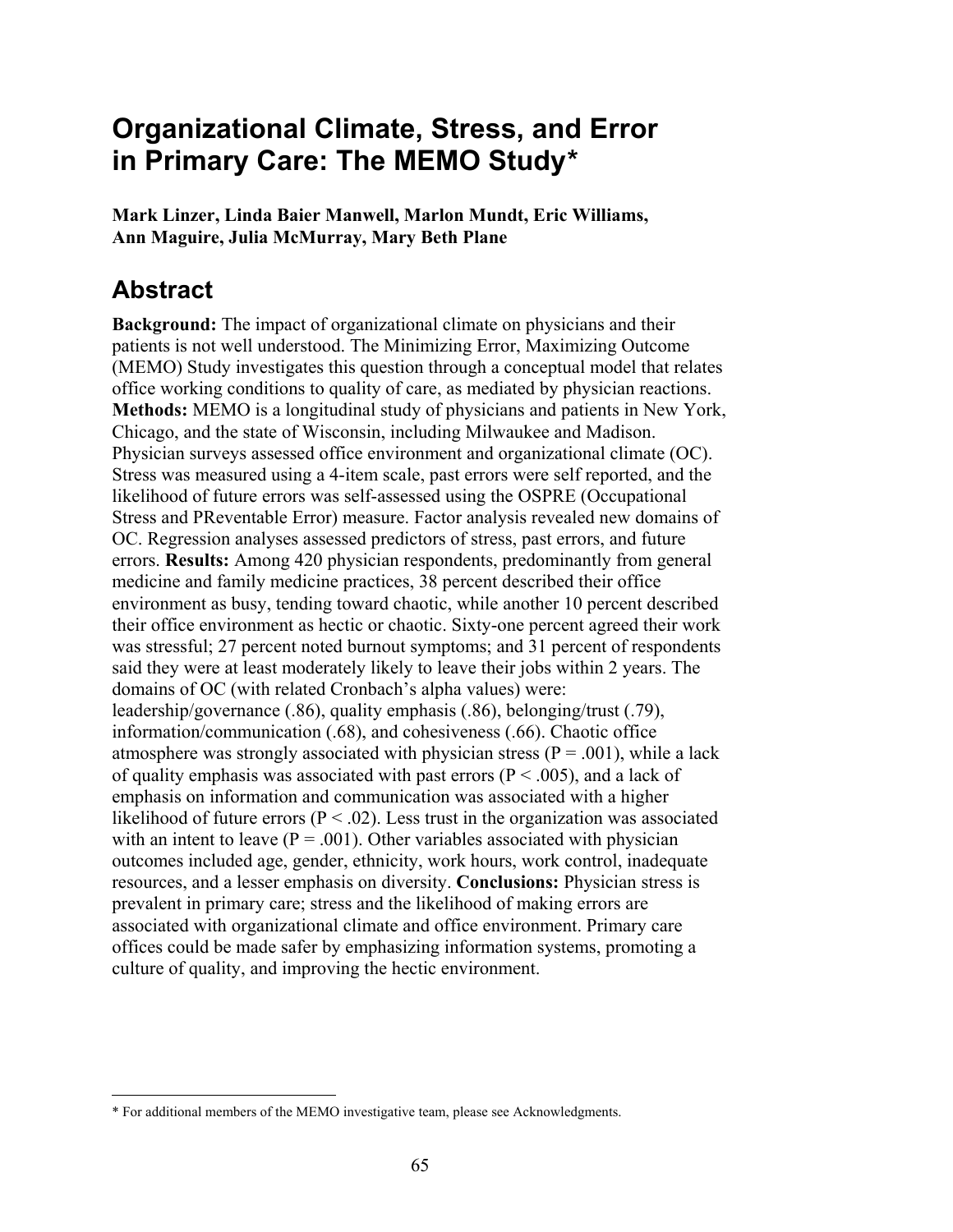# Organizational Climate, Stress, and Error in Primary Care: The MEMO Study*

**Mark Linzer, Linda Baier Manwell, Marlon Mundt, Eric Williams, Ann Maguire, Julia McMurray, Mary Beth Plane**

## Abstract

**Background:** The impact of organizational climate on physicians and their patients is not well understood. The Minimizing Error, Maximizing Outcome (MEMO) Study investigates this question through a conceptual model that relates office working conditions to quality of care, as mediated by physician reactions. **Methods:** MEMO is a longitudinal study of physicians and patients in New York, Chicago, and the state of Wisconsin, including Milwaukee and Madison. Physician surveys assessed office environment and organizational climate (OC). Stress was measured using a 4-item scale, past errors were self reported, and the likelihood of future errors was self-assessed using the OSPRE (Occupational Stress and PReventable Error) measure. Factor analysis revealed new domains of OC. Regression analyses assessed predictors of stress, past errors, and future errors. **Results:** Among 420 physician respondents, predominantly from general medicine and family medicine practices, 38 percent described their office environment as busy, tending toward chaotic, while another 10 percent described their office environment as hectic or chaotic. Sixty-one percent agreed their work was stressful; 27 percent noted burnout symptoms; and 31 percent of respondents said they were at least moderately likely to leave their jobs within 2 years. The domains of OC (with related Cronbach's alpha values) were: leadership/governance (.86), quality emphasis (.86), belonging/trust (.79), information/communication (.68), and cohesiveness (.66). Chaotic office atmosphere was strongly associated with physician stress ($P = .001$), while a lack of quality emphasis was associated with past errors ($P < .005$), and a lack of emphasis on information and communication was associated with a higher likelihood of future errors ($P < .02$). Less trust in the organization was associated with an intent to leave ($P = .001$). Other variables associated with physician outcomes included age, gender, ethnicity, work hours, work control, inadequate resources, and a lesser emphasis on diversity. **Conclusions:** Physician stress is prevalent in primary care; stress and the likelihood of making errors are associated with organizational climate and office environment. Primary care offices could be made safer by emphasizing information systems, promoting a culture of quality, and improving the hectic environment.

---

* For additional members of the MEMO investigative team, please see Acknowledgments.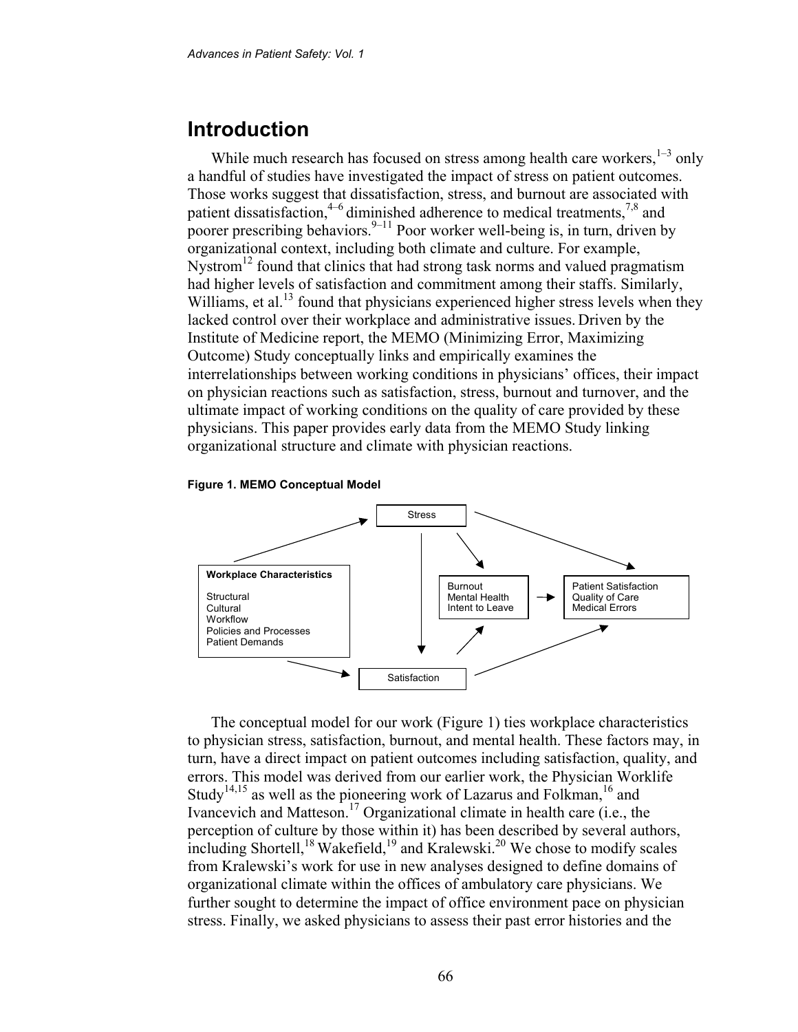## Introduction

While much research has focused on stress among health care workers,[1–3] only a handful of studies have investigated the impact of stress on patient outcomes. Those works suggest that dissatisfaction, stress, and burnout are associated with patient dissatisfaction,[4–6] diminished adherence to medical treatments,[7,8] and poorer prescribing behaviors.[9–11] Poor worker well-being is, in turn, driven by organizational context, including both climate and culture. For example, Nystrom[12] found that clinics that had strong task norms and valued pragmatism had higher levels of satisfaction and commitment among their staffs. Similarly, Williams, et al.[13] found that physicians experienced higher stress levels when they lacked control over their workplace and administrative issues. Driven by the Institute of Medicine report, the MEMO (Minimizing Error, Maximizing Outcome) Study conceptually links and empirically examines the interrelationships between working conditions in physicians' offices, their impact on physician reactions such as satisfaction, stress, burnout and turnover, and the ultimate impact of working conditions on the quality of care provided by these physicians. This paper provides early data from the MEMO Study linking organizational structure and climate with physician reactions.

**Figure 1. MEMO Conceptual Model**

The conceptual model for our work (Figure 1) ties workplace characteristics to physician stress, satisfaction, burnout, and mental health. These factors may, in turn, have a direct impact on patient outcomes including satisfaction, quality, and errors. This model was derived from our earlier work, the Physician Worklife Study[14,15] as well as the pioneering work of Lazarus and Folkman,[16] and Ivancevich and Matteson.[17] Organizational climate in health care (i.e., the perception of culture by those within it) has been described by several authors, including Shortell,[18] Wakefield,[19] and Kralewski.[20] We chose to modify scales from Kralewski's work for use in new analyses designed to define domains of organizational climate within the offices of ambulatory care physicians. We further sought to determine the impact of office environment pace on physician stress. Finally, we asked physicians to assess their past error histories and the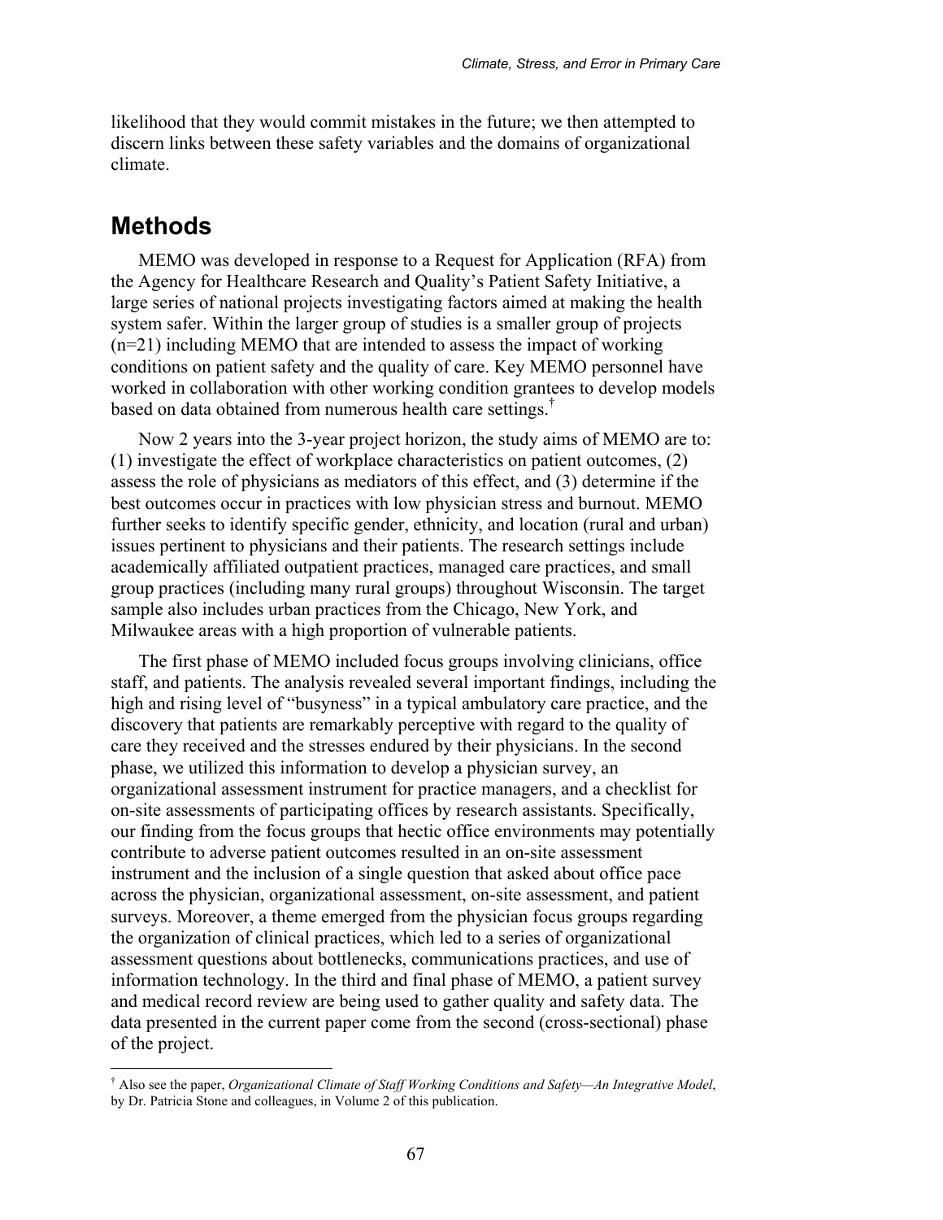likelihood that they would commit mistakes in the future; we then attempted to discern links between these safety variables and the domains of organizational climate.

## Methods

MEMO was developed in response to a Request for Application (RFA) from the Agency for Healthcare Research and Quality's Patient Safety Initiative, a large series of national projects investigating factors aimed at making the health system safer. Within the larger group of studies is a smaller group of projects (n=21) including MEMO that are intended to assess the impact of working conditions on patient safety and the quality of care. Key MEMO personnel have worked in collaboration with other working condition grantees to develop models based on data obtained from numerous health care settings.[†]

Now 2 years into the 3-year project horizon, the study aims of MEMO are to: (1) investigate the effect of workplace characteristics on patient outcomes, (2) assess the role of physicians as mediators of this effect, and (3) determine if the best outcomes occur in practices with low physician stress and burnout. MEMO further seeks to identify specific gender, ethnicity, and location (rural and urban) issues pertinent to physicians and their patients. The research settings include academically affiliated outpatient practices, managed care practices, and small group practices (including many rural groups) throughout Wisconsin. The target sample also includes urban practices from the Chicago, New York, and Milwaukee areas with a high proportion of vulnerable patients.

The first phase of MEMO included focus groups involving clinicians, office staff, and patients. The analysis revealed several important findings, including the high and rising level of "busyness" in a typical ambulatory care practice, and the discovery that patients are remarkably perceptive with regard to the quality of care they received and the stresses endured by their physicians. In the second phase, we utilized this information to develop a physician survey, an organizational assessment instrument for practice managers, and a checklist for on-site assessments of participating offices by research assistants. Specifically, our finding from the focus groups that hectic office environments may potentially contribute to adverse patient outcomes resulted in an on-site assessment instrument and the inclusion of a single question that asked about office pace across the physician, organizational assessment, on-site assessment, and patient surveys. Moreover, a theme emerged from the physician focus groups regarding the organization of clinical practices, which led to a series of organizational assessment questions about bottlenecks, communications practices, and use of information technology. In the third and final phase of MEMO, a patient survey and medical record review are being used to gather quality and safety data. The data presented in the current paper come from the second (cross-sectional) phase of the project.

---

[†] Also see the paper, *Organizational Climate of Staff Working Conditions and Safety—An Integrative Model*, by Dr. Patricia Stone and colleagues, in Volume 2 of this publication.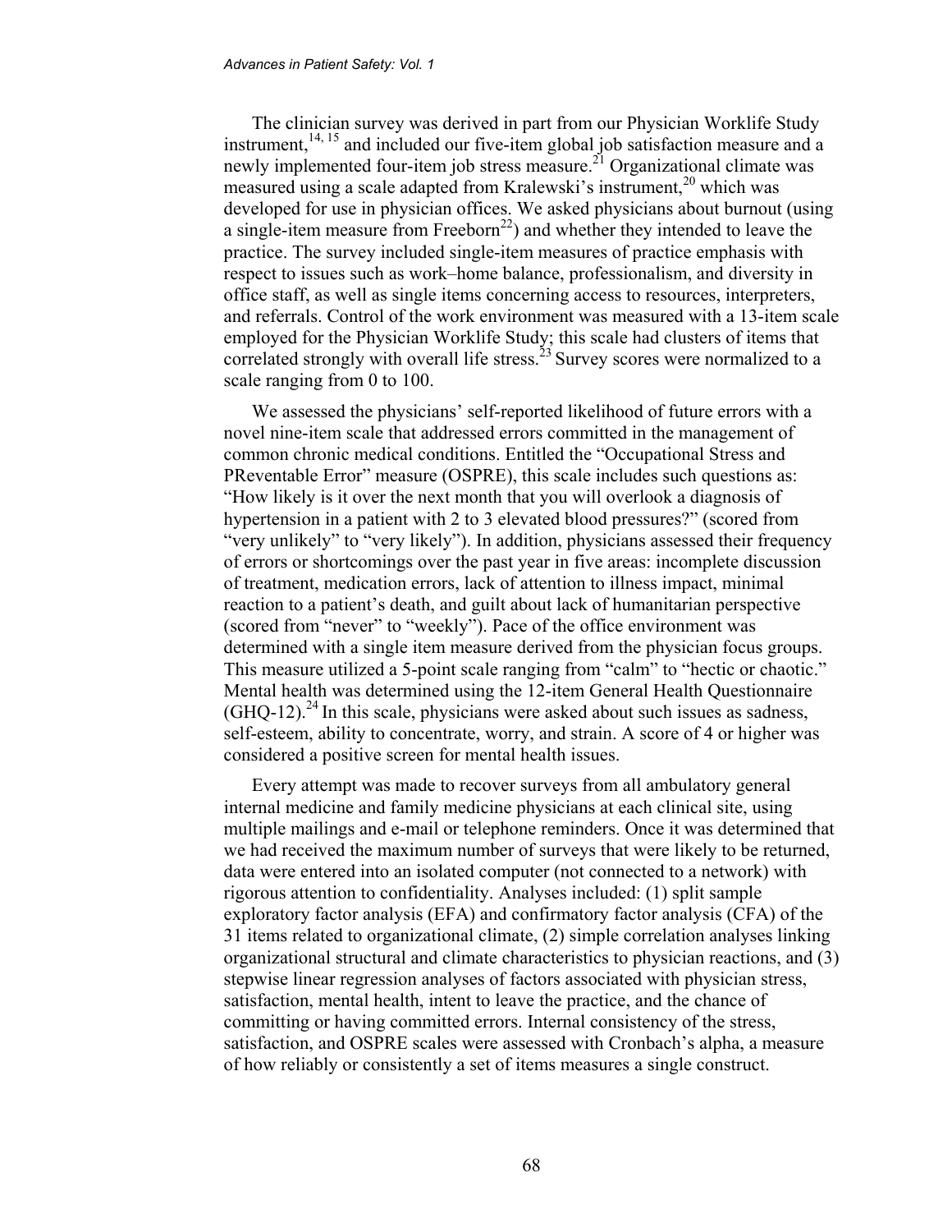The clinician survey was derived in part from our Physician Worklife Study instrument,[14, 15] and included our five-item global job satisfaction measure and a newly implemented four-item job stress measure.[21] Organizational climate was measured using a scale adapted from Kralewski's instrument,[20] which was developed for use in physician offices. We asked physicians about burnout (using a single-item measure from Freeborn[22]) and whether they intended to leave the practice. The survey included single-item measures of practice emphasis with respect to issues such as work–home balance, professionalism, and diversity in office staff, as well as single items concerning access to resources, interpreters, and referrals. Control of the work environment was measured with a 13-item scale employed for the Physician Worklife Study; this scale had clusters of items that correlated strongly with overall life stress.[23] Survey scores were normalized to a scale ranging from 0 to 100.

We assessed the physicians' self-reported likelihood of future errors with a novel nine-item scale that addressed errors committed in the management of common chronic medical conditions. Entitled the "Occupational Stress and PReventable Error" measure (OSPRE), this scale includes such questions as: "How likely is it over the next month that you will overlook a diagnosis of hypertension in a patient with 2 to 3 elevated blood pressures?" (scored from "very unlikely" to "very likely"). In addition, physicians assessed their frequency of errors or shortcomings over the past year in five areas: incomplete discussion of treatment, medication errors, lack of attention to illness impact, minimal reaction to a patient's death, and guilt about lack of humanitarian perspective (scored from "never" to "weekly"). Pace of the office environment was determined with a single item measure derived from the physician focus groups. This measure utilized a 5-point scale ranging from "calm" to "hectic or chaotic." Mental health was determined using the 12-item General Health Questionnaire (GHQ-12).[24] In this scale, physicians were asked about such issues as sadness, self-esteem, ability to concentrate, worry, and strain. A score of 4 or higher was considered a positive screen for mental health issues.

Every attempt was made to recover surveys from all ambulatory general internal medicine and family medicine physicians at each clinical site, using multiple mailings and e-mail or telephone reminders. Once it was determined that we had received the maximum number of surveys that were likely to be returned, data were entered into an isolated computer (not connected to a network) with rigorous attention to confidentiality. Analyses included: (1) split sample exploratory factor analysis (EFA) and confirmatory factor analysis (CFA) of the 31 items related to organizational climate, (2) simple correlation analyses linking organizational structural and climate characteristics to physician reactions, and (3) stepwise linear regression analyses of factors associated with physician stress, satisfaction, mental health, intent to leave the practice, and the chance of committing or having committed errors. Internal consistency of the stress, satisfaction, and OSPRE scales were assessed with Cronbach's alpha, a measure of how reliably or consistently a set of items measures a single construct.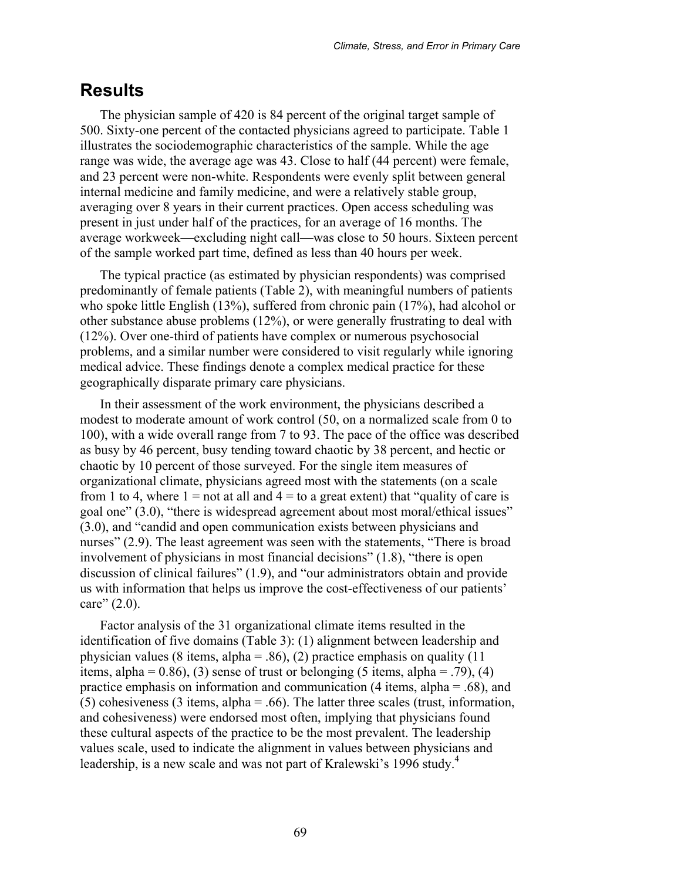## Results

The physician sample of 420 is 84 percent of the original target sample of 500. Sixty-one percent of the contacted physicians agreed to participate. Table 1 illustrates the sociodemographic characteristics of the sample. While the age range was wide, the average age was 43. Close to half (44 percent) were female, and 23 percent were non-white. Respondents were evenly split between general internal medicine and family medicine, and were a relatively stable group, averaging over 8 years in their current practices. Open access scheduling was present in just under half of the practices, for an average of 16 months. The average workweek—excluding night call—was close to 50 hours. Sixteen percent of the sample worked part time, defined as less than 40 hours per week.

The typical practice (as estimated by physician respondents) was comprised predominantly of female patients (Table 2), with meaningful numbers of patients who spoke little English (13%), suffered from chronic pain (17%), had alcohol or other substance abuse problems (12%), or were generally frustrating to deal with (12%). Over one-third of patients have complex or numerous psychosocial problems, and a similar number were considered to visit regularly while ignoring medical advice. These findings denote a complex medical practice for these geographically disparate primary care physicians.

In their assessment of the work environment, the physicians described a modest to moderate amount of work control (50, on a normalized scale from 0 to 100), with a wide overall range from 7 to 93. The pace of the office was described as busy by 46 percent, busy tending toward chaotic by 38 percent, and hectic or chaotic by 10 percent of those surveyed. For the single item measures of organizational climate, physicians agreed most with the statements (on a scale from 1 to 4, where 1 = not at all and 4 = to a great extent) that "quality of care is goal one" (3.0), "there is widespread agreement about most moral/ethical issues" (3.0), and "candid and open communication exists between physicians and nurses" (2.9). The least agreement was seen with the statements, "There is broad involvement of physicians in most financial decisions" (1.8), "there is open discussion of clinical failures" (1.9), and "our administrators obtain and provide us with information that helps us improve the cost-effectiveness of our patients' care" (2.0).

Factor analysis of the 31 organizational climate items resulted in the identification of five domains (Table 3): (1) alignment between leadership and physician values (8 items, alpha = .86), (2) practice emphasis on quality (11 items, alpha = 0.86), (3) sense of trust or belonging (5 items, alpha = .79), (4) practice emphasis on information and communication (4 items, alpha = .68), and (5) cohesiveness (3 items, alpha = .66). The latter three scales (trust, information, and cohesiveness) were endorsed most often, implying that physicians found these cultural aspects of the practice to be the most prevalent. The leadership values scale, used to indicate the alignment in values between physicians and leadership, is a new scale and was not part of Kralewski's 1996 study.[4]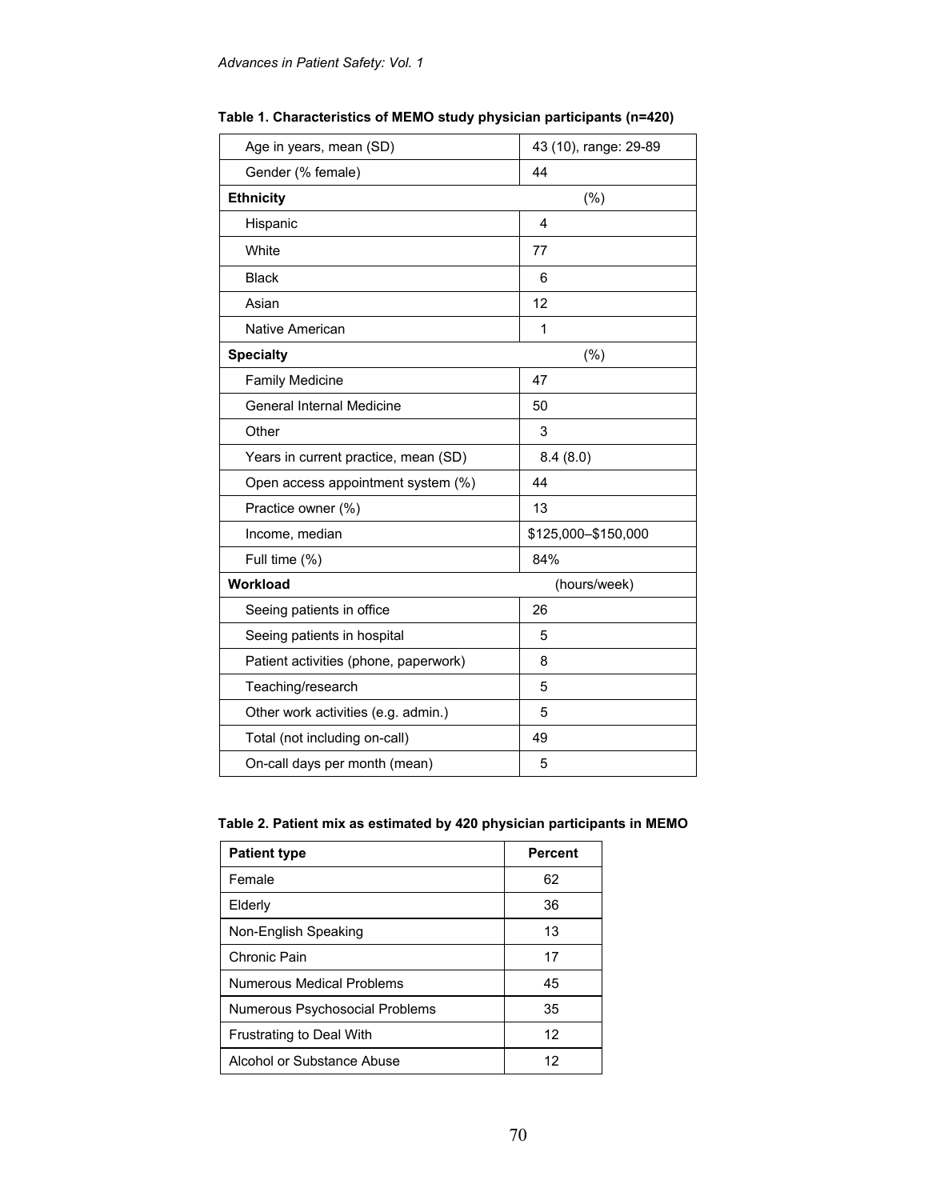**Table 1. Characteristics of MEMO study physician participants (n=420)**

| | |
|---|---|
| Age in years, mean (SD) | 43 (10), range: 29-89 |
| Gender (% female) | 44 |
| **Ethnicity** | (%) |
| Hispanic | 4 |
| White | 77 |
| Black | 6 |
| Asian | 12 |
| Native American | 1 |
| **Specialty** | (%) |
| Family Medicine | 47 |
| General Internal Medicine | 50 |
| Other | 3 |
| Years in current practice, mean (SD) | 8.4 (8.0) |
| Open access appointment system (%) | 44 |
| Practice owner (%) | 13 |
| Income, median | $125,000–$150,000 |
| Full time (%) | 84% |
| **Workload** | (hours/week) |
| Seeing patients in office | 26 |
| Seeing patients in hospital | 5 |
| Patient activities (phone, paperwork) | 8 |
| Teaching/research | 5 |
| Other work activities (e.g. admin.) | 5 |
| Total (not including on-call) | 49 |
| On-call days per month (mean) | 5 |

**Table 2. Patient mix as estimated by 420 physician participants in MEMO**

| Patient type | Percent |
|---|---|
| Female | 62 |
| Elderly | 36 |
| Non-English Speaking | 13 |
| Chronic Pain | 17 |
| Numerous Medical Problems | 45 |
| Numerous Psychosocial Problems | 35 |
| Frustrating to Deal With | 12 |
| Alcohol or Substance Abuse | 12 |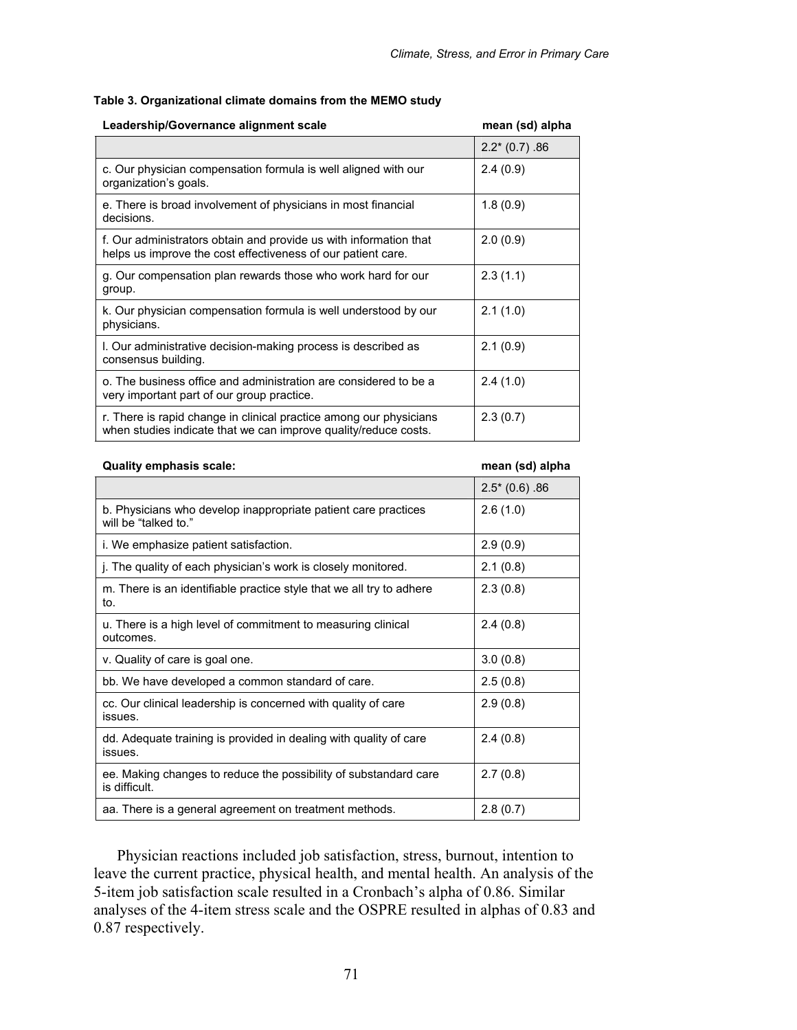**Table 3. Organizational climate domains from the MEMO study**

| Leadership/Governance alignment scale | mean (sd) alpha |
|---|---|
| | 2.2* (0.7) .86 |
| c. Our physician compensation formula is well aligned with our organization's goals. | 2.4 (0.9) |
| e. There is broad involvement of physicians in most financial decisions. | 1.8 (0.9) |
| f. Our administrators obtain and provide us with information that helps us improve the cost effectiveness of our patient care. | 2.0 (0.9) |
| g. Our compensation plan rewards those who work hard for our group. | 2.3 (1.1) |
| k. Our physician compensation formula is well understood by our physicians. | 2.1 (1.0) |
| l. Our administrative decision-making process is described as consensus building. | 2.1 (0.9) |
| o. The business office and administration are considered to be a very important part of our group practice. | 2.4 (1.0) |
| r. There is rapid change in clinical practice among our physicians when studies indicate that we can improve quality/reduce costs. | 2.3 (0.7) |

| Quality emphasis scale: | mean (sd) alpha |
|---|---|
| | 2.5* (0.6) .86 |
| b. Physicians who develop inappropriate patient care practices will be "talked to." | 2.6 (1.0) |
| i. We emphasize patient satisfaction. | 2.9 (0.9) |
| j. The quality of each physician's work is closely monitored. | 2.1 (0.8) |
| m. There is an identifiable practice style that we all try to adhere to. | 2.3 (0.8) |
| u. There is a high level of commitment to measuring clinical outcomes. | 2.4 (0.8) |
| v. Quality of care is goal one. | 3.0 (0.8) |
| bb. We have developed a common standard of care. | 2.5 (0.8) |
| cc. Our clinical leadership is concerned with quality of care issues. | 2.9 (0.8) |
| dd. Adequate training is provided in dealing with quality of care issues. | 2.4 (0.8) |
| ee. Making changes to reduce the possibility of substandard care is difficult. | 2.7 (0.8) |
| aa. There is a general agreement on treatment methods. | 2.8 (0.7) |

Physician reactions included job satisfaction, stress, burnout, intention to leave the current practice, physical health, and mental health. An analysis of the 5-item job satisfaction scale resulted in a Cronbach's alpha of 0.86. Similar analyses of the 4-item stress scale and the OSPRE resulted in alphas of 0.83 and 0.87 respectively.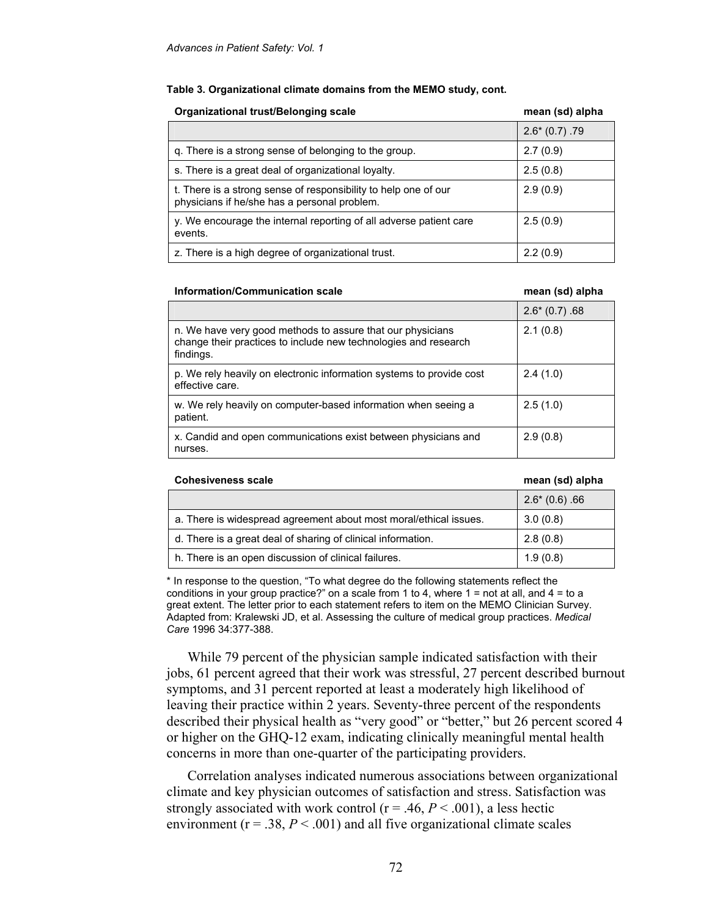**Table 3. Organizational climate domains from the MEMO study, cont.**

| Organizational trust/Belonging scale | mean (sd) alpha |
|---|---|
| | 2.6* (0.7) .79 |
| q. There is a strong sense of belonging to the group. | 2.7 (0.9) |
| s. There is a great deal of organizational loyalty. | 2.5 (0.8) |
| t. There is a strong sense of responsibility to help one of our physicians if he/she has a personal problem. | 2.9 (0.9) |
| y. We encourage the internal reporting of all adverse patient care events. | 2.5 (0.9) |
| z. There is a high degree of organizational trust. | 2.2 (0.9) |

| Information/Communication scale | mean (sd) alpha |
|---|---|
| | 2.6* (0.7) .68 |
| n. We have very good methods to assure that our physicians change their practices to include new technologies and research findings. | 2.1 (0.8) |
| p. We rely heavily on electronic information systems to provide cost effective care. | 2.4 (1.0) |
| w. We rely heavily on computer-based information when seeing a patient. | 2.5 (1.0) |
| x. Candid and open communications exist between physicians and nurses. | 2.9 (0.8) |

| Cohesiveness scale | mean (sd) alpha |
|---|---|
| | 2.6* (0.6) .66 |
| a. There is widespread agreement about most moral/ethical issues. | 3.0 (0.8) |
| d. There is a great deal of sharing of clinical information. | 2.8 (0.8) |
| h. There is an open discussion of clinical failures. | 1.9 (0.8) |

\* In response to the question, "To what degree do the following statements reflect the conditions in your group practice?" on a scale from 1 to 4, where 1 = not at all, and 4 = to a great extent. The letter prior to each statement refers to item on the MEMO Clinician Survey. Adapted from: Kralewski JD, et al. Assessing the culture of medical group practices. *Medical Care* 1996 34:377-388.

While 79 percent of the physician sample indicated satisfaction with their jobs, 61 percent agreed that their work was stressful, 27 percent described burnout symptoms, and 31 percent reported at least a moderately high likelihood of leaving their practice within 2 years. Seventy-three percent of the respondents described their physical health as "very good" or "better," but 26 percent scored 4 or higher on the GHQ-12 exam, indicating clinically meaningful mental health concerns in more than one-quarter of the participating providers.

Correlation analyses indicated numerous associations between organizational climate and key physician outcomes of satisfaction and stress. Satisfaction was strongly associated with work control (r = .46, $P < .001$), a less hectic environment (r = .38, $P < .001$) and all five organizational climate scales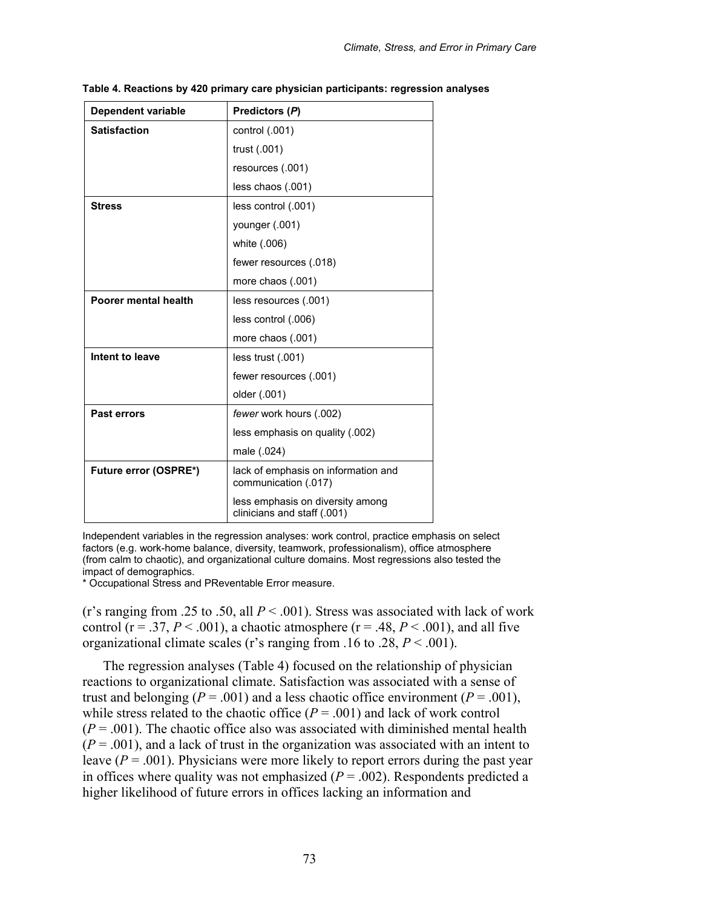**Table 4. Reactions by 420 primary care physician participants: regression analyses**

| Dependent variable | Predictors (*P*) |
| --- | --- |
| **Satisfaction** | control (.001) |
| | trust (.001) |
| | resources (.001) |
| | less chaos (.001) |
| **Stress** | less control (.001) |
| | younger (.001) |
| | white (.006) |
| | fewer resources (.018) |
| | more chaos (.001) |
| **Poorer mental health** | less resources (.001) |
| | less control (.006) |
| | more chaos (.001) |
| **Intent to leave** | less trust (.001) |
| | fewer resources (.001) |
| | older (.001) |
| **Past errors** | *fewer* work hours (.002) |
| | less emphasis on quality (.002) |
| | male (.024) |
| **Future error (OSPRE*)** | lack of emphasis on information and communication (.017) |
| | less emphasis on diversity among clinicians and staff (.001) |

Independent variables in the regression analyses: work control, practice emphasis on select factors (e.g. work-home balance, diversity, teamwork, professionalism), office atmosphere (from calm to chaotic), and organizational culture domains. Most regressions also tested the impact of demographics.

\* Occupational Stress and PReventable Error measure.

(r's ranging from .25 to .50, all $P < .001$). Stress was associated with lack of work control ($r = .37$, $P < .001$), a chaotic atmosphere ($r = .48$, $P < .001$), and all five organizational climate scales (r's ranging from .16 to .28, $P < .001$).

The regression analyses (Table 4) focused on the relationship of physician reactions to organizational climate. Satisfaction was associated with a sense of trust and belonging ($P = .001$) and a less chaotic office environment ($P = .001$), while stress related to the chaotic office ($P = .001$) and lack of work control ($P = .001$). The chaotic office also was associated with diminished mental health ($P = .001$), and a lack of trust in the organization was associated with an intent to leave ($P = .001$). Physicians were more likely to report errors during the past year in offices where quality was not emphasized ($P = .002$). Respondents predicted a higher likelihood of future errors in offices lacking an information and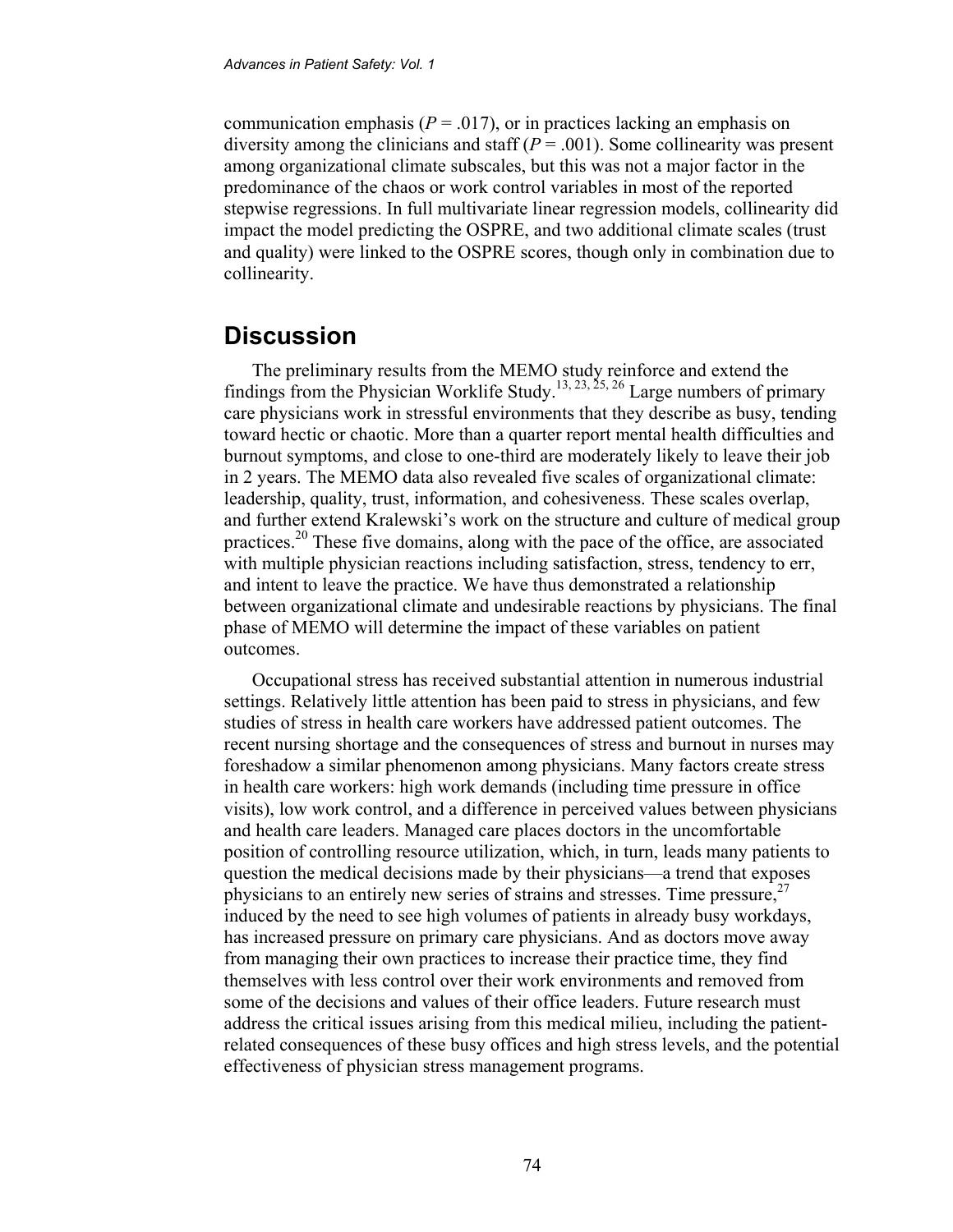communication emphasis ($P = .017$), or in practices lacking an emphasis on diversity among the clinicians and staff ($P = .001$). Some collinearity was present among organizational climate subscales, but this was not a major factor in the predominance of the chaos or work control variables in most of the reported stepwise regressions. In full multivariate linear regression models, collinearity did impact the model predicting the OSPRE, and two additional climate scales (trust and quality) were linked to the OSPRE scores, though only in combination due to collinearity.

## Discussion

The preliminary results from the MEMO study reinforce and extend the findings from the Physician Worklife Study.[13, 23, 25, 26] Large numbers of primary care physicians work in stressful environments that they describe as busy, tending toward hectic or chaotic. More than a quarter report mental health difficulties and burnout symptoms, and close to one-third are moderately likely to leave their job in 2 years. The MEMO data also revealed five scales of organizational climate: leadership, quality, trust, information, and cohesiveness. These scales overlap, and further extend Kralewski's work on the structure and culture of medical group practices.[20] These five domains, along with the pace of the office, are associated with multiple physician reactions including satisfaction, stress, tendency to err, and intent to leave the practice. We have thus demonstrated a relationship between organizational climate and undesirable reactions by physicians. The final phase of MEMO will determine the impact of these variables on patient outcomes.

Occupational stress has received substantial attention in numerous industrial settings. Relatively little attention has been paid to stress in physicians, and few studies of stress in health care workers have addressed patient outcomes. The recent nursing shortage and the consequences of stress and burnout in nurses may foreshadow a similar phenomenon among physicians. Many factors create stress in health care workers: high work demands (including time pressure in office visits), low work control, and a difference in perceived values between physicians and health care leaders. Managed care places doctors in the uncomfortable position of controlling resource utilization, which, in turn, leads many patients to question the medical decisions made by their physicians—a trend that exposes physicians to an entirely new series of strains and stresses. Time pressure,[27] induced by the need to see high volumes of patients in already busy workdays, has increased pressure on primary care physicians. And as doctors move away from managing their own practices to increase their practice time, they find themselves with less control over their work environments and removed from some of the decisions and values of their office leaders. Future research must address the critical issues arising from this medical milieu, including the patient-related consequences of these busy offices and high stress levels, and the potential effectiveness of physician stress management programs.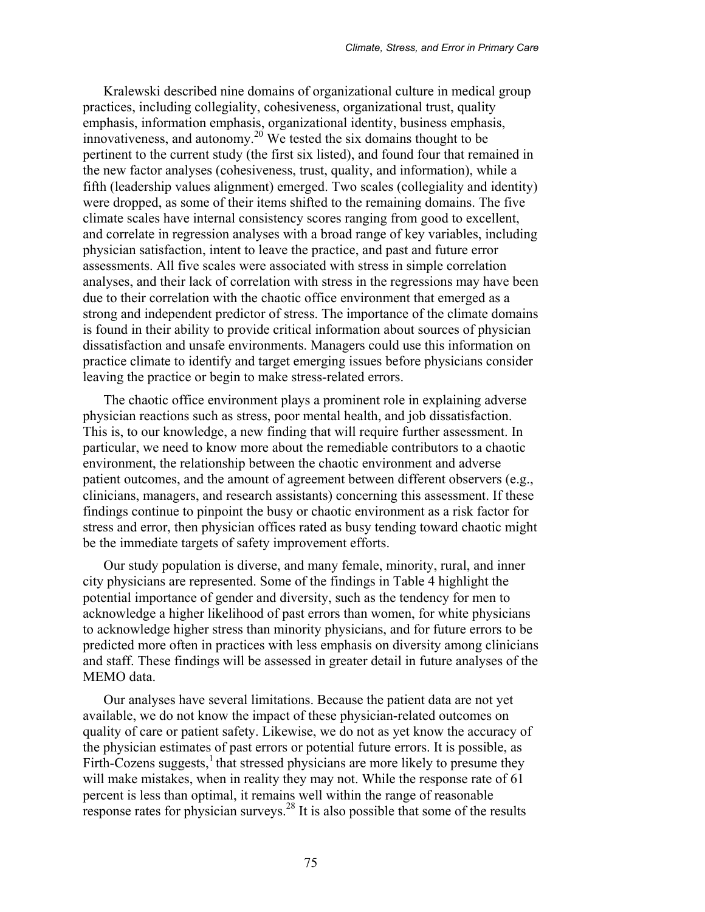Kralewski described nine domains of organizational culture in medical group practices, including collegiality, cohesiveness, organizational trust, quality emphasis, information emphasis, organizational identity, business emphasis, innovativeness, and autonomy.[20] We tested the six domains thought to be pertinent to the current study (the first six listed), and found four that remained in the new factor analyses (cohesiveness, trust, quality, and information), while a fifth (leadership values alignment) emerged. Two scales (collegiality and identity) were dropped, as some of their items shifted to the remaining domains. The five climate scales have internal consistency scores ranging from good to excellent, and correlate in regression analyses with a broad range of key variables, including physician satisfaction, intent to leave the practice, and past and future error assessments. All five scales were associated with stress in simple correlation analyses, and their lack of correlation with stress in the regressions may have been due to their correlation with the chaotic office environment that emerged as a strong and independent predictor of stress. The importance of the climate domains is found in their ability to provide critical information about sources of physician dissatisfaction and unsafe environments. Managers could use this information on practice climate to identify and target emerging issues before physicians consider leaving the practice or begin to make stress-related errors.

The chaotic office environment plays a prominent role in explaining adverse physician reactions such as stress, poor mental health, and job dissatisfaction. This is, to our knowledge, a new finding that will require further assessment. In particular, we need to know more about the remediable contributors to a chaotic environment, the relationship between the chaotic environment and adverse patient outcomes, and the amount of agreement between different observers (e.g., clinicians, managers, and research assistants) concerning this assessment. If these findings continue to pinpoint the busy or chaotic environment as a risk factor for stress and error, then physician offices rated as busy tending toward chaotic might be the immediate targets of safety improvement efforts.

Our study population is diverse, and many female, minority, rural, and inner city physicians are represented. Some of the findings in Table 4 highlight the potential importance of gender and diversity, such as the tendency for men to acknowledge a higher likelihood of past errors than women, for white physicians to acknowledge higher stress than minority physicians, and for future errors to be predicted more often in practices with less emphasis on diversity among clinicians and staff. These findings will be assessed in greater detail in future analyses of the MEMO data.

Our analyses have several limitations. Because the patient data are not yet available, we do not know the impact of these physician-related outcomes on quality of care or patient safety. Likewise, we do not as yet know the accuracy of the physician estimates of past errors or potential future errors. It is possible, as Firth-Cozens suggests,[1] that stressed physicians are more likely to presume they will make mistakes, when in reality they may not. While the response rate of 61 percent is less than optimal, it remains well within the range of reasonable response rates for physician surveys.[28] It is also possible that some of the results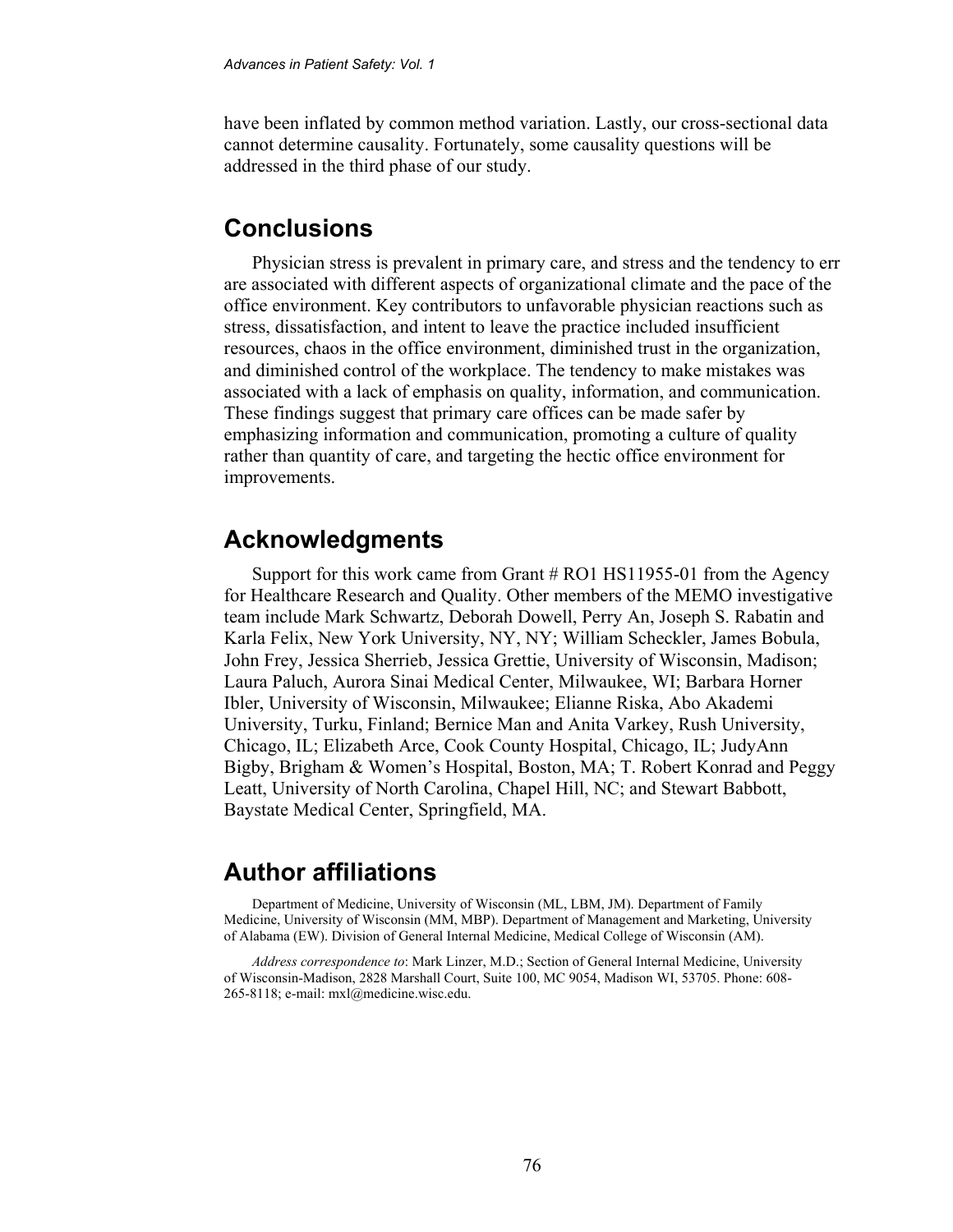have been inflated by common method variation. Lastly, our cross-sectional data cannot determine causality. Fortunately, some causality questions will be addressed in the third phase of our study.

## Conclusions

Physician stress is prevalent in primary care, and stress and the tendency to err are associated with different aspects of organizational climate and the pace of the office environment. Key contributors to unfavorable physician reactions such as stress, dissatisfaction, and intent to leave the practice included insufficient resources, chaos in the office environment, diminished trust in the organization, and diminished control of the workplace. The tendency to make mistakes was associated with a lack of emphasis on quality, information, and communication. These findings suggest that primary care offices can be made safer by emphasizing information and communication, promoting a culture of quality rather than quantity of care, and targeting the hectic office environment for improvements.

## Acknowledgments

Support for this work came from Grant # RO1 HS11955-01 from the Agency for Healthcare Research and Quality. Other members of the MEMO investigative team include Mark Schwartz, Deborah Dowell, Perry An, Joseph S. Rabatin and Karla Felix, New York University, NY, NY; William Scheckler, James Bobula, John Frey, Jessica Sherrieb, Jessica Grettie, University of Wisconsin, Madison; Laura Paluch, Aurora Sinai Medical Center, Milwaukee, WI; Barbara Horner Ibler, University of Wisconsin, Milwaukee; Elianne Riska, Abo Akademi University, Turku, Finland; Bernice Man and Anita Varkey, Rush University, Chicago, IL; Elizabeth Arce, Cook County Hospital, Chicago, IL; JudyAnn Bigby, Brigham & Women's Hospital, Boston, MA; T. Robert Konrad and Peggy Leatt, University of North Carolina, Chapel Hill, NC; and Stewart Babbott, Baystate Medical Center, Springfield, MA.

## Author affiliations

Department of Medicine, University of Wisconsin (ML, LBM, JM). Department of Family Medicine, University of Wisconsin (MM, MBP). Department of Management and Marketing, University of Alabama (EW). Division of General Internal Medicine, Medical College of Wisconsin (AM).

*Address correspondence to*: Mark Linzer, M.D.; Section of General Internal Medicine, University of Wisconsin-Madison, 2828 Marshall Court, Suite 100, MC 9054, Madison WI, 53705. Phone: 608-265-8118; e-mail: mxl@medicine.wisc.edu.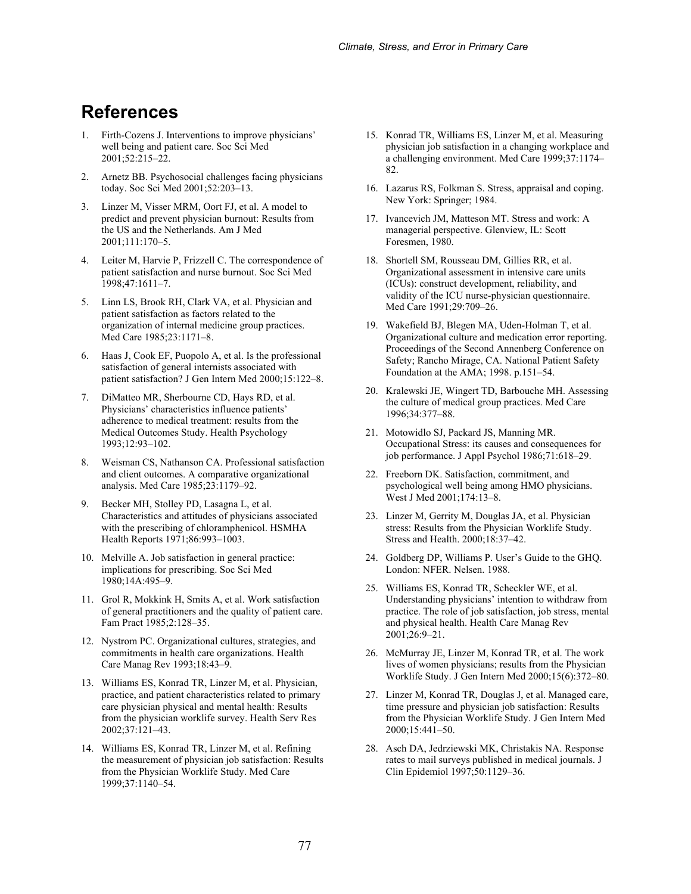# References

1. Firth-Cozens J. Interventions to improve physicians' well being and patient care. Soc Sci Med 2001;52:215–22.
2. Arnetz BB. Psychosocial challenges facing physicians today. Soc Sci Med 2001;52:203–13.
3. Linzer M, Visser MRM, Oort FJ, et al. A model to predict and prevent physician burnout: Results from the US and the Netherlands. Am J Med 2001;111:170–5.
4. Leiter M, Harvie P, Frizzell C. The correspondence of patient satisfaction and nurse burnout. Soc Sci Med 1998;47:1611–7.
5. Linn LS, Brook RH, Clark VA, et al. Physician and patient satisfaction as factors related to the organization of internal medicine group practices. Med Care 1985;23:1171–8.
6. Haas J, Cook EF, Puopolo A, et al. Is the professional satisfaction of general internists associated with patient satisfaction? J Gen Intern Med 2000;15:122–8.
7. DiMatteo MR, Sherbourne CD, Hays RD, et al. Physicians' characteristics influence patients' adherence to medical treatment: results from the Medical Outcomes Study. Health Psychology 1993;12:93–102.
8. Weisman CS, Nathanson CA. Professional satisfaction and client outcomes. A comparative organizational analysis. Med Care 1985;23:1179–92.
9. Becker MH, Stolley PD, Lasagna L, et al. Characteristics and attitudes of physicians associated with the prescribing of chloramphenicol. HSMHA Health Reports 1971;86:993–1003.
10. Melville A. Job satisfaction in general practice: implications for prescribing. Soc Sci Med 1980;14A:495–9.
11. Grol R, Mokkink H, Smits A, et al. Work satisfaction of general practitioners and the quality of patient care. Fam Pract 1985;2:128–35.
12. Nystrom PC. Organizational cultures, strategies, and commitments in health care organizations. Health Care Manag Rev 1993;18:43–9.
13. Williams ES, Konrad TR, Linzer M, et al. Physician, practice, and patient characteristics related to primary care physician physical and mental health: Results from the physician worklife survey. Health Serv Res 2002;37:121–43.
14. Williams ES, Konrad TR, Linzer M, et al. Refining the measurement of physician job satisfaction: Results from the Physician Worklife Study. Med Care 1999;37:1140–54.
15. Konrad TR, Williams ES, Linzer M, et al. Measuring physician job satisfaction in a changing workplace and a challenging environment. Med Care 1999;37:1174–82.
16. Lazarus RS, Folkman S. Stress, appraisal and coping. New York: Springer; 1984.
17. Ivancevich JM, Matteson MT. Stress and work: A managerial perspective. Glenview, IL: Scott Foresmen, 1980.
18. Shortell SM, Rousseau DM, Gillies RR, et al. Organizational assessment in intensive care units (ICUs): construct development, reliability, and validity of the ICU nurse-physician questionnaire. Med Care 1991;29:709–26.
19. Wakefield BJ, Blegen MA, Uden-Holman T, et al. Organizational culture and medication error reporting. Proceedings of the Second Annenberg Conference on Safety; Rancho Mirage, CA. National Patient Safety Foundation at the AMA; 1998. p.151–54.
20. Kralewski JE, Wingert TD, Barbouche MH. Assessing the culture of medical group practices. Med Care 1996;34:377–88.
21. Motowidlo SJ, Packard JS, Manning MR. Occupational Stress: its causes and consequences for job performance. J Appl Psychol 1986;71:618–29.
22. Freeborn DK. Satisfaction, commitment, and psychological well being among HMO physicians. West J Med 2001;174:13–8.
23. Linzer M, Gerrity M, Douglas JA, et al. Physician stress: Results from the Physician Worklife Study. Stress and Health. 2000;18:37–42.
24. Goldberg DP, Williams P. User's Guide to the GHQ. London: NFER. Nelsen. 1988.
25. Williams ES, Konrad TR, Scheckler WE, et al. Understanding physicians' intention to withdraw from practice. The role of job satisfaction, job stress, mental and physical health. Health Care Manag Rev 2001;26:9–21.
26. McMurray JE, Linzer M, Konrad TR, et al. The work lives of women physicians; results from the Physician Worklife Study. J Gen Intern Med 2000;15(6):372–80.
27. Linzer M, Konrad TR, Douglas J, et al. Managed care, time pressure and physician job satisfaction: Results from the Physician Worklife Study. J Gen Intern Med 2000;15:441–50.
28. Asch DA, Jedrziewski MK, Christakis NA. Response rates to mail surveys published in medical journals. J Clin Epidemiol 1997;50:1129–36.